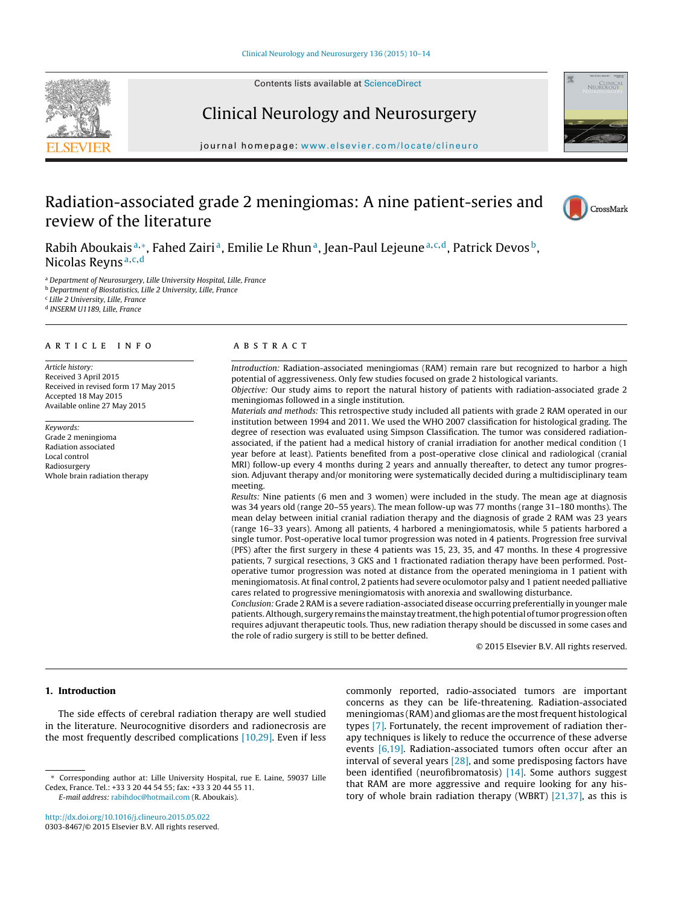# Radiation-associated grade 2 meningiomas: A nine patient-series and review of the literature

Rabih Aboukais [a,*], Fahed Zairi [a], Emilie Le Rhun [a], Jean-Paul Lejeune [a,c,d], Patrick Devos [b], Nicolas Reyns [a,c,d]

[a] Department of Neurosurgery, Lille University Hospital, Lille, France
[b] Department of Biostatistics, Lille 2 University, Lille, France
[c] Lille 2 University, Lille, France
[d] INSERM U1189, Lille, France

## ARTICLE INFO

*Article history:*
Received 3 April 2015
Received in revised form 17 May 2015
Accepted 18 May 2015
Available online 27 May 2015

*Keywords:*
Grade 2 meningioma
Radiation associated
Local control
Radiosurgery
Whole brain radiation therapy

## ABSTRACT

*Introduction:* Radiation-associated meningiomas (RAM) remain rare but recognized to harbor a high potential of aggressiveness. Only few studies focused on grade 2 histological variants.

*Objective:* Our study aims to report the natural history of patients with radiation-associated grade 2 meningiomas followed in a single institution.

*Materials and methods:* This retrospective study included all patients with grade 2 RAM operated in our institution between 1994 and 2011. We used the WHO 2007 classification for histological grading. The degree of resection was evaluated using Simpson Classification. The tumor was considered radiation-associated, if the patient had a medical history of cranial irradiation for another medical condition (1 year before at least). Patients benefited from a post-operative close clinical and radiological (cranial MRI) follow-up every 4 months during 2 years and annually thereafter, to detect any tumor progression. Adjuvant therapy and/or monitoring were systematically decided during a multidisciplinary team meeting.

*Results:* Nine patients (6 men and 3 women) were included in the study. The mean age at diagnosis was 34 years old (range 20–55 years). The mean follow-up was 77 months (range 31–180 months). The mean delay between initial cranial radiation therapy and the diagnosis of grade 2 RAM was 23 years (range 16–33 years). Among all patients, 4 harbored a meningiomatosis, while 5 patients harbored a single tumor. Post-operative local tumor progression was noted in 4 patients. Progression free survival (PFS) after the first surgery in these 4 patients was 15, 23, 35, and 47 months. In these 4 progressive patients, 7 surgical resections, 3 GKS and 1 fractionated radiation therapy have been performed. Post-operative tumor progression was noted at distance from the operated meningioma in 1 patient with meningiomatosis. At final control, 2 patients had severe oculomotor palsy and 1 patient needed palliative cares related to progressive meningiomatosis with anorexia and swallowing disturbance.

*Conclusion:* Grade 2 RAM is a severe radiation-associated disease occurring preferentially in younger male patients. Although, surgery remains the mainstay treatment, the high potential of tumor progression often requires adjuvant therapeutic tools. Thus, new radiation therapy should be discussed in some cases and the role of radio surgery is still to be better defined.

© 2015 Elsevier B.V. All rights reserved.

## 1. Introduction

The side effects of cerebral radiation therapy are well studied in the literature. Neurocognitive disorders and radionecrosis are the most frequently described complications [10,29]. Even if less commonly reported, radio-associated tumors are important concerns as they can be life-threatening. Radiation-associated meningiomas (RAM) and gliomas are the most frequent histological types [7]. Fortunately, the recent improvement of radiation therapy techniques is likely to reduce the occurrence of these adverse events [6,19]. Radiation-associated tumors often occur after an interval of several years [28], and some predisposing factors have been identified (neurofibromatosis) [14]. Some authors suggest that RAM are more aggressive and require looking for any history of whole brain radiation therapy (WBRT) [21,37], as this is

* Corresponding author at: Lille University Hospital, rue E. Laine, 59037 Lille Cedex, France. Tel.: +33 3 20 44 54 55; fax: +33 3 20 44 55 11.
E-mail address: rabihdoc@hotmail.com (R. Aboukais).

http://dx.doi.org/10.1016/j.clineuro.2015.05.022
0303-8467/© 2015 Elsevier B.V. All rights reserved.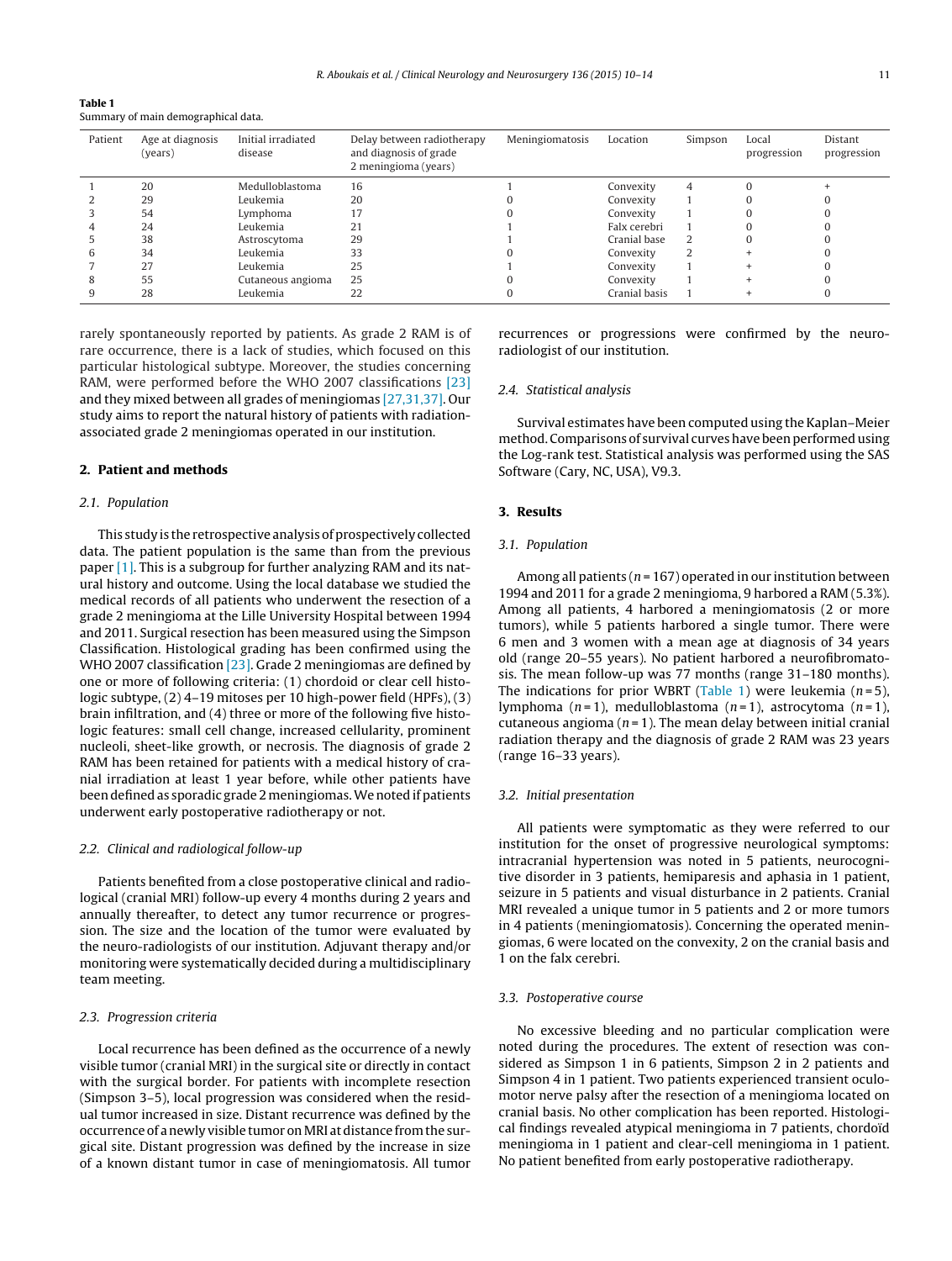**Table 1**
Summary of main demographical data.

| Patient | Age at diagnosis (years) | Initial irradiated disease | Delay between radiotherapy and diagnosis of grade 2 meningioma (years) | Meningiomatosis | Location | Simpson | Local progression | Distant progression |
|---|---|---|---|---|---|---|---|---|
| 1 | 20 | Medulloblastoma | 16 | 1 | Convexity | 4 | 0 | + |
| 2 | 29 | Leukemia | 20 | 0 | Convexity | 1 | 0 | 0 |
| 3 | 54 | Lymphoma | 17 | 0 | Convexity | 1 | 0 | 0 |
| 4 | 24 | Leukemia | 21 | 1 | Falx cerebri | 1 | 0 | 0 |
| 5 | 38 | Astroscytoma | 29 | 1 | Cranial base | 2 | 0 | 0 |
| 6 | 34 | Leukemia | 33 | 0 | Convexity | 2 | + | 0 |
| 7 | 27 | Leukemia | 25 | 1 | Convexity | 1 | + | 0 |
| 8 | 55 | Cutaneous angioma | 25 | 0 | Convexity | 1 | + | 0 |
| 9 | 28 | Leukemia | 22 | 0 | Cranial basis | 1 | + | 0 |

rarely spontaneously reported by patients. As grade 2 RAM is of rare occurrence, there is a lack of studies, which focused on this particular histological subtype. Moreover, the studies concerning RAM, were performed before the WHO 2007 classifications [23] and they mixed between all grades of meningiomas [27,31,37]. Our study aims to report the natural history of patients with radiation-associated grade 2 meningiomas operated in our institution.

## 2. Patient and methods

### 2.1. Population

This study is the retrospective analysis of prospectively collected data. The patient population is the same than from the previous paper [1]. This is a subgroup for further analyzing RAM and its natural history and outcome. Using the local database we studied the medical records of all patients who underwent the resection of a grade 2 meningioma at the Lille University Hospital between 1994 and 2011. Surgical resection has been measured using the Simpson Classification. Histological grading has been confirmed using the WHO 2007 classification [23]. Grade 2 meningiomas are defined by one or more of following criteria: (1) chordoid or clear cell histologic subtype, (2) 4–19 mitoses per 10 high-power field (HPFs), (3) brain infiltration, and (4) three or more of the following five histologic features: small cell change, increased cellularity, prominent nucleoli, sheet-like growth, or necrosis. The diagnosis of grade 2 RAM has been retained for patients with a medical history of cranial irradiation at least 1 year before, while other patients have been defined as sporadic grade 2 meningiomas. We noted if patients underwent early postoperative radiotherapy or not.

### 2.2. Clinical and radiological follow-up

Patients benefited from a close postoperative clinical and radiological (cranial MRI) follow-up every 4 months during 2 years and annually thereafter, to detect any tumor recurrence or progression. The size and the location of the tumor were evaluated by the neuro-radiologists of our institution. Adjuvant therapy and/or monitoring were systematically decided during a multidisciplinary team meeting.

### 2.3. Progression criteria

Local recurrence has been defined as the occurrence of a newly visible tumor (cranial MRI) in the surgical site or directly in contact with the surgical border. For patients with incomplete resection (Simpson 3–5), local progression was considered when the residual tumor increased in size. Distant recurrence was defined by the occurrence of a newly visible tumor on MRI at distance from the surgical site. Distant progression was defined by the increase in size of a known distant tumor in case of meningiomatosis. All tumor recurrences or progressions were confirmed by the neuroradiologist of our institution.

### 2.4. Statistical analysis

Survival estimates have been computed using the Kaplan–Meier method. Comparisons of survival curves have been performed using the Log-rank test. Statistical analysis was performed using the SAS Software (Cary, NC, USA), V9.3.

## 3. Results

### 3.1. Population

Among all patients ($n = 167$) operated in our institution between 1994 and 2011 for a grade 2 meningioma, 9 harbored a RAM (5.3%). Among all patients, 4 harbored a meningiomatosis (2 or more tumors), while 5 patients harbored a single tumor. There were 6 men and 3 women with a mean age at diagnosis of 34 years old (range 20–55 years). No patient harbored a neurofibromatosis. The mean follow-up was 77 months (range 31–180 months). The indications for prior WBRT (Table 1) were leukemia ($n = 5$), lymphoma ($n = 1$), medulloblastoma ($n = 1$), astrocytoma ($n = 1$), cutaneous angioma ($n = 1$). The mean delay between initial cranial radiation therapy and the diagnosis of grade 2 RAM was 23 years (range 16–33 years).

### 3.2. Initial presentation

All patients were symptomatic as they were referred to our institution for the onset of progressive neurological symptoms: intracranial hypertension was noted in 5 patients, neurocognitive disorder in 3 patients, hemiparesis and aphasia in 1 patient, seizure in 5 patients and visual disturbance in 2 patients. Cranial MRI revealed a unique tumor in 5 patients and 2 or more tumors in 4 patients (meningiomatosis). Concerning the operated meningiomas, 6 were located on the convexity, 2 on the cranial basis and 1 on the falx cerebri.

### 3.3. Postoperative course

No excessive bleeding and no particular complication were noted during the procedures. The extent of resection was considered as Simpson 1 in 6 patients, Simpson 2 in 2 patients and Simpson 4 in 1 patient. Two patients experienced transient oculomotor nerve palsy after the resection of a meningioma located on cranial basis. No other complication has been reported. Histological findings revealed atypical meningioma in 7 patients, chordoïd meningioma in 1 patient and clear-cell meningioma in 1 patient. No patient benefited from early postoperative radiotherapy.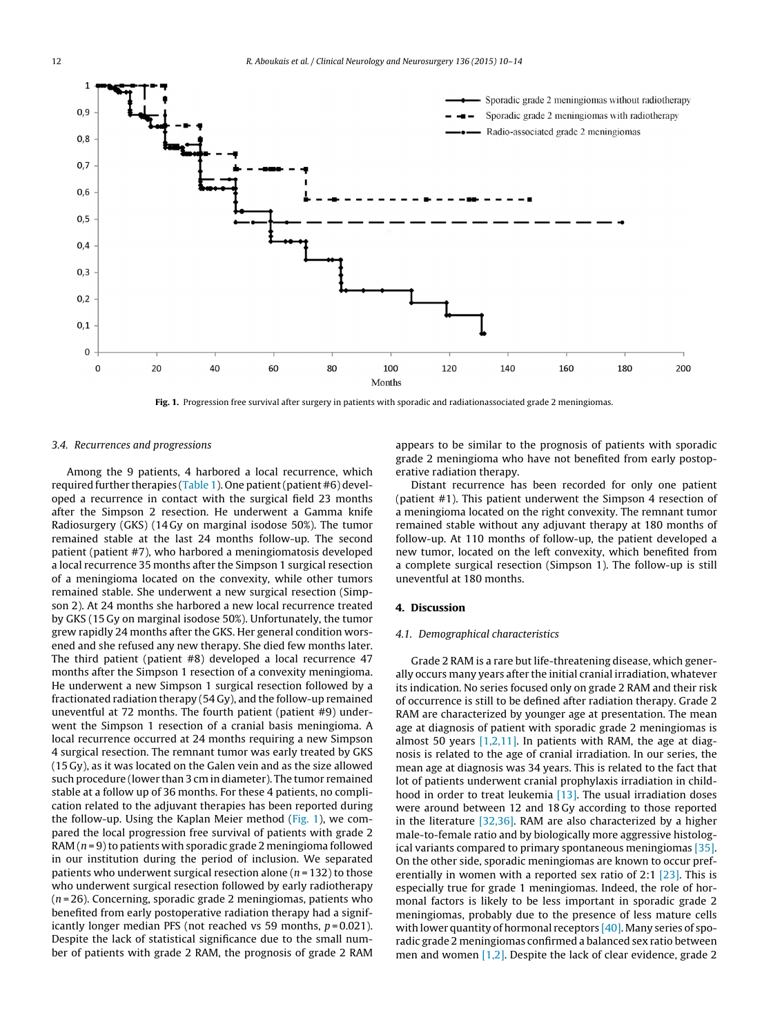**Fig. 1.** Progression free survival after surgery in patients with sporadic and radiationassociated grade 2 meningiomas.

### 3.4. Recurrences and progressions

Among the 9 patients, 4 harbored a local recurrence, which required further therapies (Table 1). One patient (patient #6) developed a recurrence in contact with the surgical field 23 months after the Simpson 2 resection. He underwent a Gamma knife Radiosurgery (GKS) (14 Gy on marginal isodose 50%). The tumor remained stable at the last 24 months follow-up. The second patient (patient #7), who harbored a meningiomatosis developed a local recurrence 35 months after the Simpson 1 surgical resection of a meningioma located on the convexity, while other tumors remained stable. She underwent a new surgical resection (Simpson 2). At 24 months she harbored a new local recurrence treated by GKS (15 Gy on marginal isodose 50%). Unfortunately, the tumor grew rapidly 24 months after the GKS. Her general condition worsened and she refused any new therapy. She died few months later. The third patient (patient #8) developed a local recurrence 47 months after the Simpson 1 resection of a convexity meningioma. He underwent a new Simpson 1 surgical resection followed by a fractionated radiation therapy (54 Gy), and the follow-up remained uneventful at 72 months. The fourth patient (patient #9) underwent the Simpson 1 resection of a cranial basis meningioma. A local recurrence occurred at 24 months requiring a new Simpson 4 surgical resection. The remnant tumor was early treated by GKS (15 Gy), as it was located on the Galen vein and as the size allowed such procedure (lower than 3 cm in diameter). The tumor remained stable at a follow up of 36 months. For these 4 patients, no complication related to the adjuvant therapies has been reported during the follow-up. Using the Kaplan Meier method (Fig. 1), we compared the local progression free survival of patients with grade 2 RAM ($n = 9$) to patients with sporadic grade 2 meningioma followed in our institution during the period of inclusion. We separated patients who underwent surgical resection alone ($n = 132$) to those who underwent surgical resection followed by early radiotherapy ($n = 26$). Concerning, sporadic grade 2 meningiomas, patients who benefited from early postoperative radiation therapy had a significantly longer median PFS (not reached vs 59 months, $p = 0.021$). Despite the lack of statistical significance due to the small number of patients with grade 2 RAM, the prognosis of grade 2 RAM appears to be similar to the prognosis of patients with sporadic grade 2 meningioma who have not benefited from early postoperative radiation therapy.

Distant recurrence has been recorded for only one patient (patient #1). This patient underwent the Simpson 4 resection of a meningioma located on the right convexity. The remnant tumor remained stable without any adjuvant therapy at 180 months of follow-up. At 110 months of follow-up, the patient developed a new tumor, located on the left convexity, which benefited from a complete surgical resection (Simpson 1). The follow-up is still uneventful at 180 months.

## 4. Discussion

### 4.1. Demographical characteristics

Grade 2 RAM is a rare but life-threatening disease, which generally occurs many years after the initial cranial irradiation, whatever its indication. No series focused only on grade 2 RAM and their risk of occurrence is still to be defined after radiation therapy. Grade 2 RAM are characterized by younger age at presentation. The mean age at diagnosis of patient with sporadic grade 2 meningiomas is almost 50 years [1,2,11]. In patients with RAM, the age at diagnosis is related to the age of cranial irradiation. In our series, the mean age at diagnosis was 34 years. This is related to the fact that lot of patients underwent cranial prophylaxis irradiation in childhood in order to treat leukemia [13]. The usual irradiation doses were around between 12 and 18 Gy according to those reported in the literature [32,36]. RAM are also characterized by a higher male-to-female ratio and by biologically more aggressive histological variants compared to primary spontaneous meningiomas [35]. On the other side, sporadic meningiomas are known to occur preferentially in women with a reported sex ratio of 2:1 [23]. This is especially true for grade 1 meningiomas. Indeed, the role of hormonal factors is likely to be less important in sporadic grade 2 meningiomas, probably due to the presence of less mature cells with lower quantity of hormonal receptors [40]. Many series of sporadic grade 2 meningiomas confirmed a balanced sex ratio between men and women [1,2]. Despite the lack of clear evidence, grade 2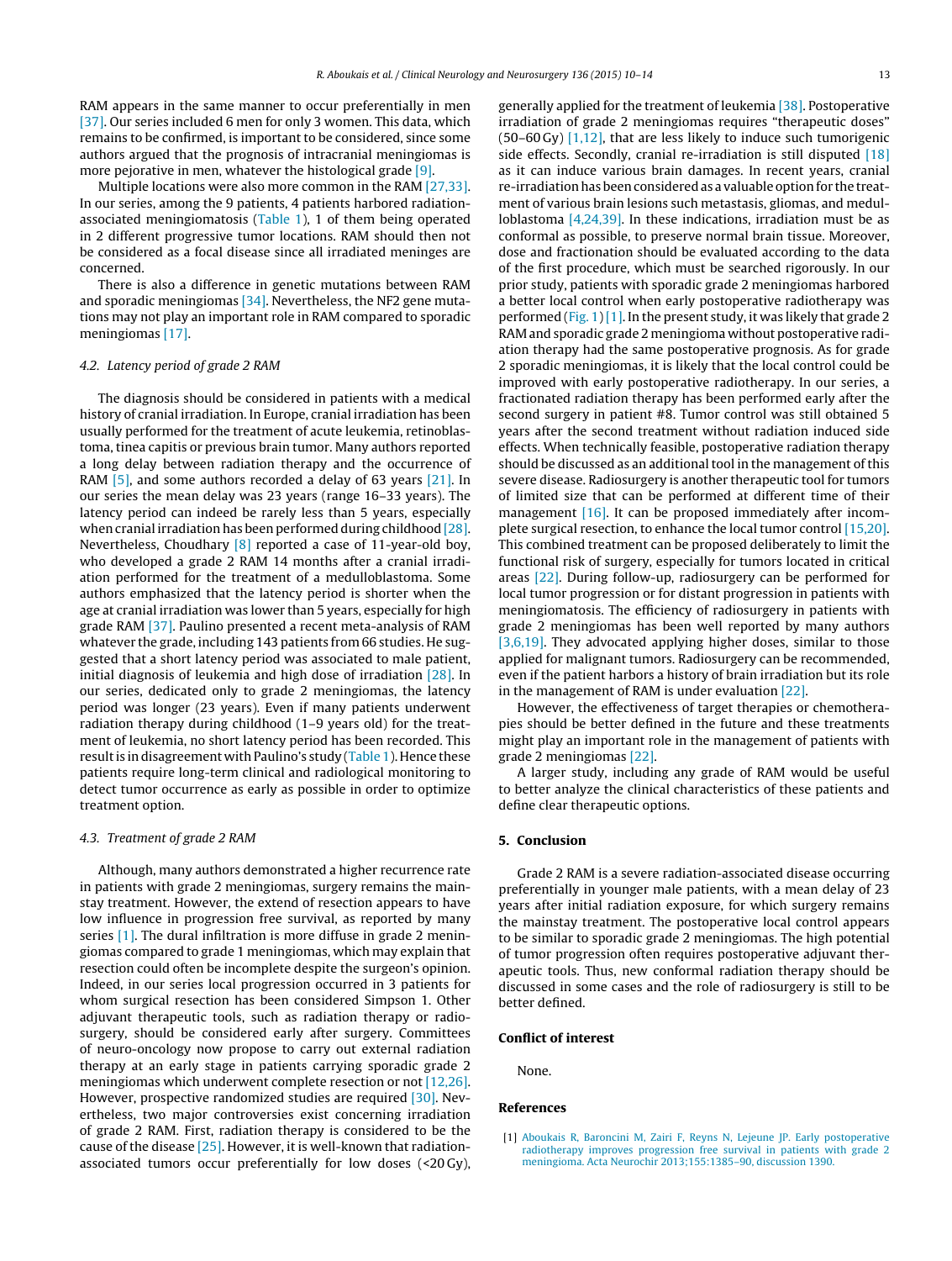RAM appears in the same manner to occur preferentially in men [37]. Our series included 6 men for only 3 women. This data, which remains to be confirmed, is important to be considered, since some authors argued that the prognosis of intracranial meningiomas is more pejorative in men, whatever the histological grade [9].

Multiple locations were also more common in the RAM [27,33]. In our series, among the 9 patients, 4 patients harbored radiation-associated meningiomatosis (Table 1), 1 of them being operated in 2 different progressive tumor locations. RAM should then not be considered as a focal disease since all irradiated meninges are concerned.

There is also a difference in genetic mutations between RAM and sporadic meningiomas [34]. Nevertheless, the NF2 gene mutations may not play an important role in RAM compared to sporadic meningiomas [17].

### 4.2. Latency period of grade 2 RAM

The diagnosis should be considered in patients with a medical history of cranial irradiation. In Europe, cranial irradiation has been usually performed for the treatment of acute leukemia, retinoblastoma, tinea capitis or previous brain tumor. Many authors reported a long delay between radiation therapy and the occurrence of RAM [5], and some authors recorded a delay of 63 years [21]. In our series the mean delay was 23 years (range 16–33 years). The latency period can indeed be rarely less than 5 years, especially when cranial irradiation has been performed during childhood [28]. Nevertheless, Choudhary [8] reported a case of 11-year-old boy, who developed a grade 2 RAM 14 months after a cranial irradiation performed for the treatment of a medulloblastoma. Some authors emphasized that the latency period is shorter when the age at cranial irradiation was lower than 5 years, especially for high grade RAM [37]. Paulino presented a recent meta-analysis of RAM whatever the grade, including 143 patients from 66 studies. He suggested that a short latency period was associated to male patient, initial diagnosis of leukemia and high dose of irradiation [28]. In our series, dedicated only to grade 2 meningiomas, the latency period was longer (23 years). Even if many patients underwent radiation therapy during childhood (1–9 years old) for the treatment of leukemia, no short latency period has been recorded. This result is in disagreement with Paulino's study (Table 1). Hence these patients require long-term clinical and radiological monitoring to detect tumor occurrence as early as possible in order to optimize treatment option.

### 4.3. Treatment of grade 2 RAM

Although, many authors demonstrated a higher recurrence rate in patients with grade 2 meningiomas, surgery remains the mainstay treatment. However, the extend of resection appears to have low influence in progression free survival, as reported by many series [1]. The dural infiltration is more diffuse in grade 2 meningiomas compared to grade 1 meningiomas, which may explain that resection could often be incomplete despite the surgeon's opinion. Indeed, in our series local progression occurred in 3 patients for whom surgical resection has been considered Simpson 1. Other adjuvant therapeutic tools, such as radiation therapy or radiosurgery, should be considered early after surgery. Committees of neuro-oncology now propose to carry out external radiation therapy at an early stage in patients carrying sporadic grade 2 meningiomas which underwent complete resection or not [12,26]. However, prospective randomized studies are required [30]. Nevertheless, two major controversies exist concerning irradiation of grade 2 RAM. First, radiation therapy is considered to be the cause of the disease [25]. However, it is well-known that radiation-associated tumors occur preferentially for low doses (<20 Gy), generally applied for the treatment of leukemia [38]. Postoperative irradiation of grade 2 meningiomas requires "therapeutic doses" (50–60 Gy) [1,12], that are less likely to induce such tumorigenic side effects. Secondly, cranial re-irradiation is still disputed [18] as it can induce various brain damages. In recent years, cranial re-irradiation has been considered as a valuable option for the treatment of various brain lesions such metastasis, gliomas, and medulloblastoma [4,24,39]. In these indications, irradiation must be as conformal as possible, to preserve normal brain tissue. Moreover, dose and fractionation should be evaluated according to the data of the first procedure, which must be searched rigorously. In our prior study, patients with sporadic grade 2 meningiomas harbored a better local control when early postoperative radiotherapy was performed (Fig. 1) [1]. In the present study, it was likely that grade 2 RAM and sporadic grade 2 meningioma without postoperative radiation therapy had the same postoperative prognosis. As for grade 2 sporadic meningiomas, it is likely that the local control could be improved with early postoperative radiotherapy. In our series, a fractionated radiation therapy has been performed early after the second surgery in patient #8. Tumor control was still obtained 5 years after the second treatment without radiation induced side effects. When technically feasible, postoperative radiation therapy should be discussed as an additional tool in the management of this severe disease. Radiosurgery is another therapeutic tool for tumors of limited size that can be performed at different time of their management [16]. It can be proposed immediately after incomplete surgical resection, to enhance the local tumor control [15,20]. This combined treatment can be proposed deliberately to limit the functional risk of surgery, especially for tumors located in critical areas [22]. During follow-up, radiosurgery can be performed for local tumor progression or for distant progression in patients with meningiomatosis. The efficiency of radiosurgery in patients with grade 2 meningiomas has been well reported by many authors [3,6,19]. They advocated applying higher doses, similar to those applied for malignant tumors. Radiosurgery can be recommended, even if the patient harbors a history of brain irradiation but its role in the management of RAM is under evaluation [22].

However, the effectiveness of target therapies or chemotherapies should be better defined in the future and these treatments might play an important role in the management of patients with grade 2 meningiomas [22].

A larger study, including any grade of RAM would be useful to better analyze the clinical characteristics of these patients and define clear therapeutic options.

## 5. Conclusion

Grade 2 RAM is a severe radiation-associated disease occurring preferentially in younger male patients, with a mean delay of 23 years after initial radiation exposure, for which surgery remains the mainstay treatment. The postoperative local control appears to be similar to sporadic grade 2 meningiomas. The high potential of tumor progression often requires postoperative adjuvant therapeutic tools. Thus, new conformal radiation therapy should be discussed in some cases and the role of radiosurgery is still to be better defined.

## Conflict of interest

None.

## References

[1] Aboukais R, Baroncini M, Zairi F, Reyns N, Lejeune JP. Early postoperative radiotherapy improves progression free survival in patients with grade 2 meningioma. Acta Neurochir 2013;155:1385–90, discussion 1390.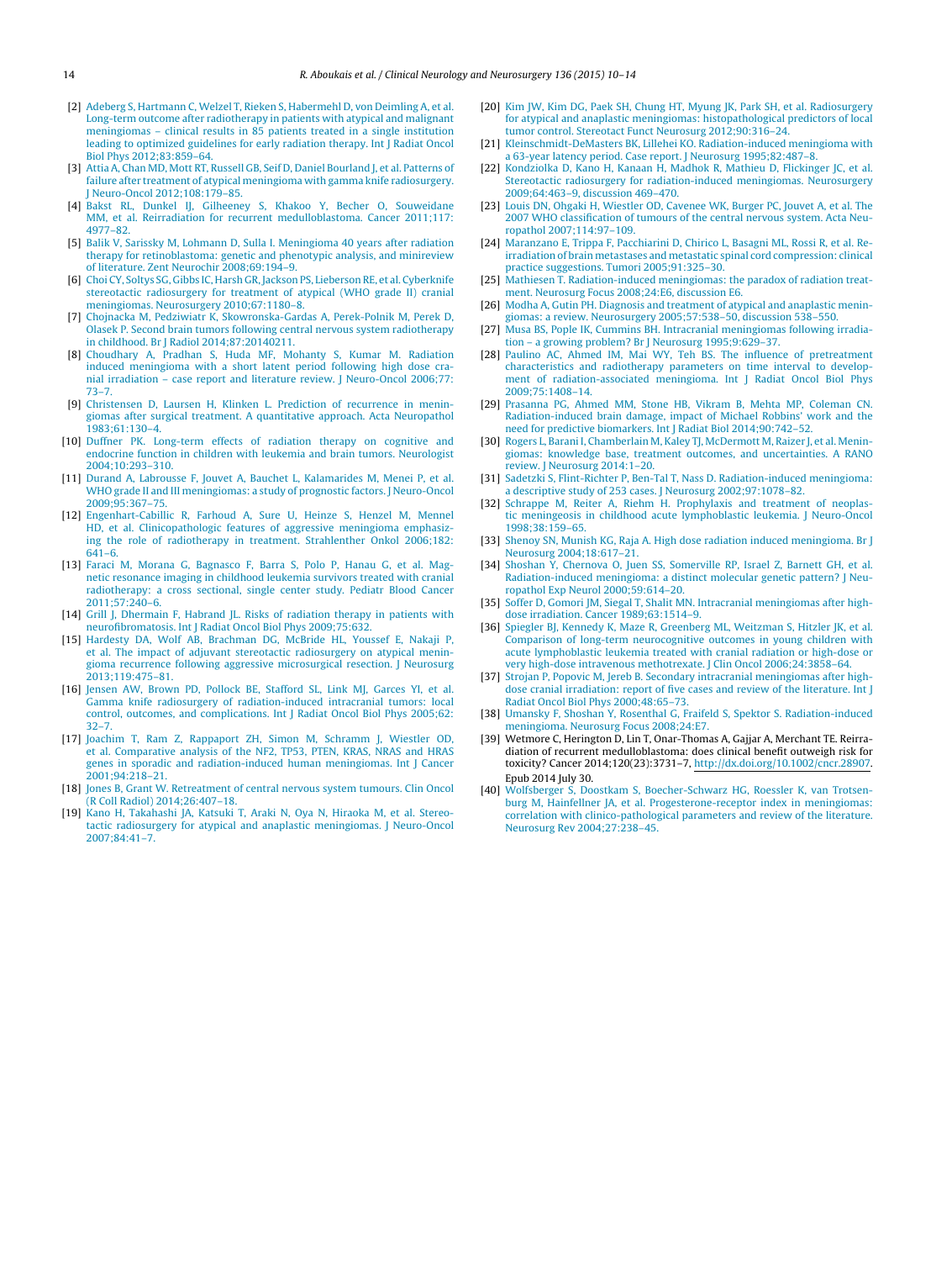- [2] Adeberg S, Hartmann C, Welzel T, Rieken S, Habermehl D, von Deimling A, et al. Long-term outcome after radiotherapy in patients with atypical and malignant meningiomas – clinical results in 85 patients treated in a single institution leading to optimized guidelines for early radiation therapy. Int J Radiat Oncol Biol Phys 2012;83:859–64.
- [3] Attia A, Chan MD, Mott RT, Russell GB, Seif D, Daniel Bourland J, et al. Patterns of failure after treatment of atypical meningioma with gamma knife radiosurgery. J Neuro-Oncol 2012;108:179–85.
- [4] Bakst RL, Dunkel IJ, Gilheeney S, Khakoo Y, Becher O, Souweidane MM, et al. Reirradiation for recurrent medulloblastoma. Cancer 2011;117: 4977–82.
- [5] Balik V, Sarissky M, Lohmann D, Sulla I. Meningioma 40 years after radiation therapy for retinoblastoma: genetic and phenotypic analysis, and minireview of literature. Zent Neurochir 2008;69:194–9.
- [6] Choi CY, Soltys SG, Gibbs IC, Harsh GR, Jackson PS, Lieberson RE, et al. Cyberknife stereotactic radiosurgery for treatment of atypical (WHO grade II) cranial meningiomas. Neurosurgery 2010;67:1180–8.
- [7] Chojnacka M, Pedziwiatr K, Skowronska-Gardas A, Perek-Polnik M, Perek D, Olasek P. Second brain tumors following central nervous system radiotherapy in childhood. Br J Radiol 2014;87:20140211.
- [8] Choudhary A, Pradhan S, Huda MF, Mohanty S, Kumar M. Radiation induced meningioma with a short latent period following high dose cranial irradiation – case report and literature review. J Neuro-Oncol 2006;77: 73–7.
- [9] Christensen D, Laursen H, Klinken L. Prediction of recurrence in meningiomas after surgical treatment. A quantitative approach. Acta Neuropathol 1983;61:130–4.
- [10] Duffner PK. Long-term effects of radiation therapy on cognitive and endocrine function in children with leukemia and brain tumors. Neurologist 2004;10:293–310.
- [11] Durand A, Labrousse F, Jouvet A, Bauchet L, Kalamarides M, Menei P, et al. WHO grade II and III meningiomas: a study of prognostic factors. J Neuro-Oncol 2009;95:367–75.
- [12] Engenhart-Cabillic R, Farhoud A, Sure U, Heinze S, Henzel M, Mennel HD, et al. Clinicopathologic features of aggressive meningioma emphasizing the role of radiotherapy in treatment. Strahlenther Onkol 2006;182: 641–6.
- [13] Faraci M, Morana G, Bagnasco F, Barra S, Polo P, Hanau G, et al. Magnetic resonance imaging in childhood leukemia survivors treated with cranial radiotherapy: a cross sectional, single center study. Pediatr Blood Cancer 2011;57:240–6.
- [14] Grill J, Dhermain F, Habrand JL. Risks of radiation therapy in patients with neurofibromatosis. Int J Radiat Oncol Biol Phys 2009;75:632.
- [15] Hardesty DA, Wolf AB, Brachman DG, McBride HL, Youssef E, Nakaji P, et al. The impact of adjuvant stereotactic radiosurgery on atypical meningioma recurrence following aggressive microsurgical resection. J Neurosurg 2013;119:475–81.
- [16] Jensen AW, Brown PD, Pollock BE, Stafford SL, Link MJ, Garces YI, et al. Gamma knife radiosurgery of radiation-induced intracranial tumors: local control, outcomes, and complications. Int J Radiat Oncol Biol Phys 2005;62: 32–7.
- [17] Joachim T, Ram Z, Rappaport ZH, Simon M, Schramm J, Wiestler OD, et al. Comparative analysis of the NF2, TP53, PTEN, KRAS, NRAS and HRAS genes in sporadic and radiation-induced human meningiomas. Int J Cancer 2001;94:218–21.
- [18] Jones B, Grant W. Retreatment of central nervous system tumours. Clin Oncol (R Coll Radiol) 2014;26:407–18.
- [19] Kano H, Takahashi JA, Katsuki T, Araki N, Oya N, Hiraoka M, et al. Stereotactic radiosurgery for atypical and anaplastic meningiomas. J Neuro-Oncol 2007;84:41–7.
- [20] Kim JW, Kim DG, Paek SH, Chung HT, Myung JK, Park SH, et al. Radiosurgery for atypical and anaplastic meningiomas: histopathological predictors of local tumor control. Stereotact Funct Neurosurg 2012;90:316–24.
- [21] Kleinschmidt-DeMasters BK, Lillehei KO. Radiation-induced meningioma with a 63-year latency period. Case report. J Neurosurg 1995;82:487–8.
- [22] Kondziolka D, Kano H, Kanaan H, Madhok R, Mathieu D, Flickinger JC, et al. Stereotactic radiosurgery for radiation-induced meningiomas. Neurosurgery 2009;64:463–9, discussion 469–470.
- [23] Louis DN, Ohgaki H, Wiestler OD, Cavenee WK, Burger PC, Jouvet A, et al. The 2007 WHO classification of tumours of the central nervous system. Acta Neuropathol 2007;114:97–109.
- [24] Maranzano E, Trippa F, Pacchiarini D, Chirico L, Basagni ML, Rossi R, et al. Reirradiation of brain metastases and metastatic spinal cord compression: clinical practice suggestions. Tumori 2005;91:325–30.
- [25] Mathiesen T. Radiation-induced meningiomas: the paradox of radiation treatment. Neurosurg Focus 2008;24:E6, discussion E6.
- [26] Modha A, Gutin PH. Diagnosis and treatment of atypical and anaplastic meningiomas: a review. Neurosurgery 2005;57:538–50, discussion 538–550.
- [27] Musa BS, Pople IK, Cummins BH. Intracranial meningiomas following irradiation – a growing problem? Br J Neurosurg 1995;9:629–37.
- [28] Paulino AC, Ahmed IM, Mai WY, Teh BS. The influence of pretreatment characteristics and radiotherapy parameters on time interval to development of radiation-associated meningioma. Int J Radiat Oncol Biol Phys 2009;75:1408–14.
- [29] Prasanna PG, Ahmed MM, Stone HB, Vikram B, Mehta MP, Coleman CN. Radiation-induced brain damage, impact of Michael Robbins' work and the need for predictive biomarkers. Int J Radiat Biol 2014;90:742–52.
- [30] Rogers L, Barani I, Chamberlain M, Kaley TJ, McDermott M, Raizer J, et al. Meningiomas: knowledge base, treatment outcomes, and uncertainties. A RANO review. J Neurosurg 2014:1–20.
- [31] Sadetzki S, Flint-Richter P, Ben-Tal T, Nass D. Radiation-induced meningioma: a descriptive study of 253 cases. J Neurosurg 2002;97:1078–82.
- [32] Schrappe M, Reiter A, Riehm H. Prophylaxis and treatment of neoplastic meningeosis in childhood acute lymphoblastic leukemia. J Neuro-Oncol 1998;38:159–65.
- [33] Shenoy SN, Munish KG, Raja A. High dose radiation induced meningioma. Br J Neurosurg 2004;18:617–21.
- [34] Shoshan Y, Chernova O, Juen SS, Somerville RP, Israel Z, Barnett GH, et al. Radiation-induced meningioma: a distinct molecular genetic pattern? J Neuropathol Exp Neurol 2000;59:614–20.
- [35] Soffer D, Gomori JM, Siegal T, Shalit MN. Intracranial meningiomas after high-dose irradiation. Cancer 1989;63:1514–9.
- [36] Spiegler BJ, Kennedy K, Maze R, Greenberg ML, Weitzman S, Hitzler JK, et al. Comparison of long-term neurocognitive outcomes in young children with acute lymphoblastic leukemia treated with cranial radiation or high-dose or very high-dose intravenous methotrexate. J Clin Oncol 2006;24:3858–64.
- [37] Strojan P, Popovic M, Jereb B. Secondary intracranial meningiomas after high-dose cranial irradiation: report of five cases and review of the literature. Int J Radiat Oncol Biol Phys 2000;48:65–73.
- [38] Umansky F, Shoshan Y, Rosenthal G, Fraifeld S, Spektor S. Radiation-induced meningioma. Neurosurg Focus 2008;24:E7.
- [39] Wetmore C, Herington D, Lin T, Onar-Thomas A, Gajjar A, Merchant TE. Reirradiation of recurrent medulloblastoma: does clinical benefit outweigh risk for toxicity? Cancer 2014;120(23):3731–7, http://dx.doi.org/10.1002/cncr.28907. Epub 2014 July 30.
- [40] Wolfsberger S, Doostkam S, Boecher-Schwarz HG, Roessler K, van Trotsenburg M, Hainfellner JA, et al. Progesterone-receptor index in meningiomas: correlation with clinico-pathological parameters and review of the literature. Neurosurg Rev 2004;27:238–45.